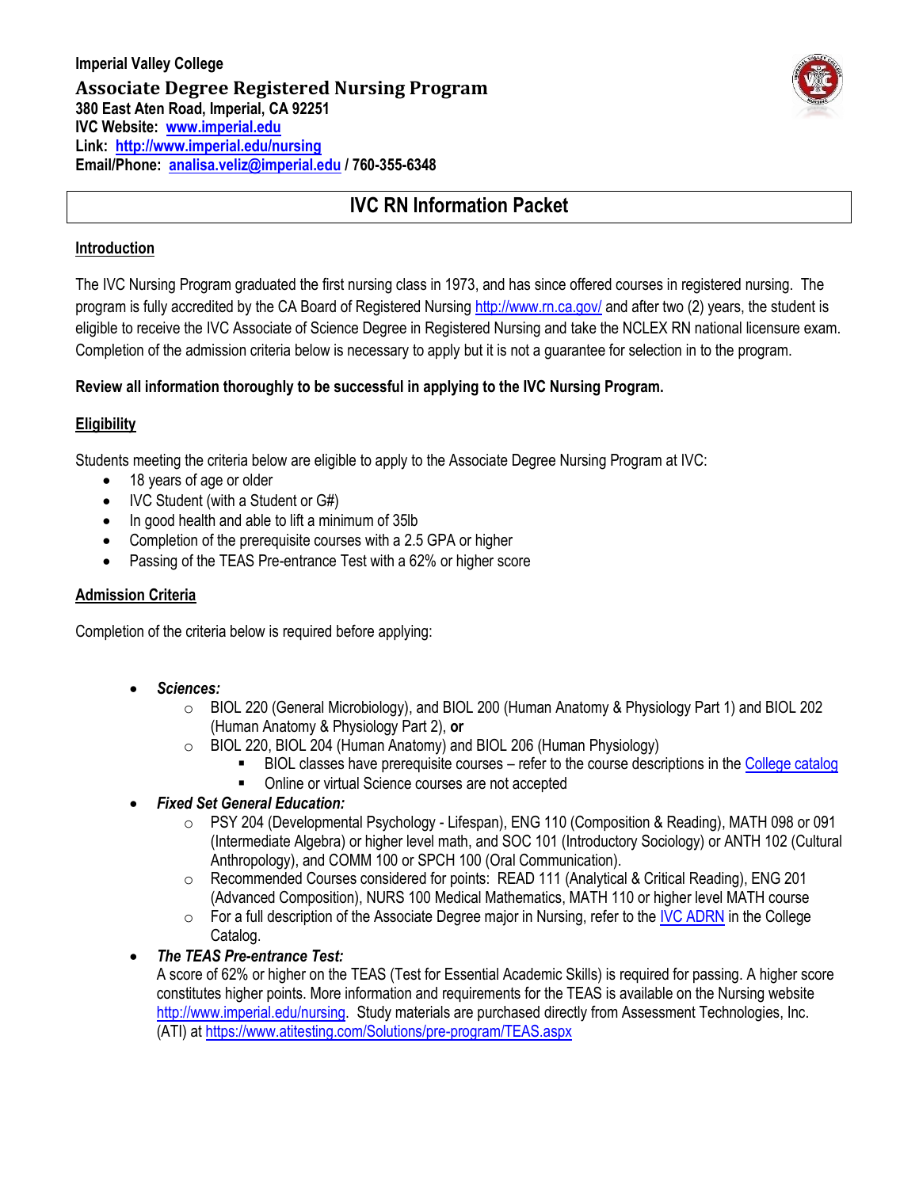**Imperial Valley College**

**Associate Degree Registered Nursing Program**

**380 East Aten Road, Imperial, CA 92251**

**IVC Website: [www.imperial.edu](http://www.imperial.edu)**

**Link: [http://www.imperial.edu/nursing](http://www.imperial.edu/nursing)**

**Email/Phone: [analisa.veliz@imperial.edu](mailto:analisa.veliz@imperial.edu) / 760-355-6348**

# IVC RN Information Packet

## Introduction

The IVC Nursing Program graduated the first nursing class in 1973, and has since offered courses in registered nursing. The program is fully accredited by the CA Board of Registered Nursing [http://www.rn.ca.gov/](http://www.rn.ca.gov/) and after two (2) years, the student is eligible to receive the IVC Associate of Science Degree in Registered Nursing and take the NCLEX RN national licensure exam. Completion of the admission criteria below is necessary to apply but it is not a guarantee for selection in to the program.

**Review all information thoroughly to be successful in applying to the IVC Nursing Program.**

## Eligibility

Students meeting the criteria below are eligible to apply to the Associate Degree Nursing Program at IVC:

- 18 years of age or older
- IVC Student (with a Student or G#)
- In good health and able to lift a minimum of 35lb
- Completion of the prerequisite courses with a 2.5 GPA or higher
- Passing of the TEAS Pre-entrance Test with a 62% or higher score

## Admission Criteria

Completion of the criteria below is required before applying:

- ***Sciences:***
  - BIOL 220 (General Microbiology), and BIOL 200 (Human Anatomy & Physiology Part 1) and BIOL 202 (Human Anatomy & Physiology Part 2), **or**
  - BIOL 220, BIOL 204 (Human Anatomy) and BIOL 206 (Human Physiology)
    - BIOL classes have prerequisite courses – refer to the course descriptions in the College catalog
    - Online or virtual Science courses are not accepted
- ***Fixed Set General Education:***
  - PSY 204 (Developmental Psychology - Lifespan), ENG 110 (Composition & Reading), MATH 098 or 091 (Intermediate Algebra) or higher level math, and SOC 101 (Introductory Sociology) or ANTH 102 (Cultural Anthropology), and COMM 100 or SPCH 100 (Oral Communication).
  - Recommended Courses considered for points: READ 111 (Analytical & Critical Reading), ENG 201 (Advanced Composition), NURS 100 Medical Mathematics, MATH 110 or higher level MATH course
  - For a full description of the Associate Degree major in Nursing, refer to the IVC ADRN in the College Catalog.
- ***The TEAS Pre-entrance Test:***
  A score of 62% or higher on the TEAS (Test for Essential Academic Skills) is required for passing. A higher score constitutes higher points. More information and requirements for the TEAS is available on the Nursing website [http://www.imperial.edu/nursing](http://www.imperial.edu/nursing). Study materials are purchased directly from Assessment Technologies, Inc. (ATI) at [https://www.atitesting.com/Solutions/pre-program/TEAS.aspx](https://www.atitesting.com/Solutions/pre-program/TEAS.aspx)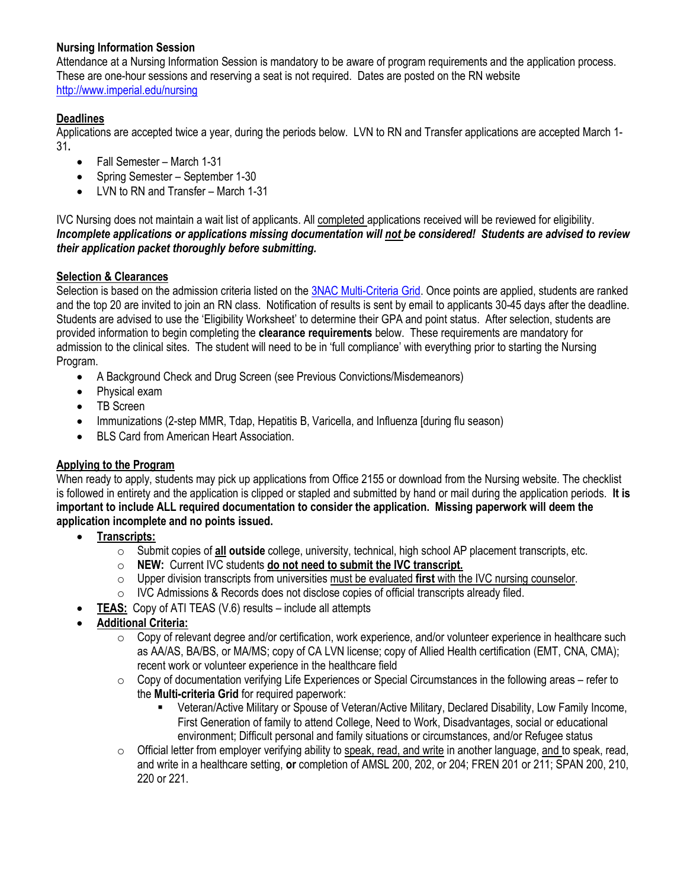**Nursing Information Session**

Attendance at a Nursing Information Session is mandatory to be aware of program requirements and the application process. These are one-hour sessions and reserving a seat is not required. Dates are posted on the RN website http://www.imperial.edu/nursing

**Deadlines**

Applications are accepted twice a year, during the periods below. LVN to RN and Transfer applications are accepted March 1-31**.**

- Fall Semester – March 1-31
- Spring Semester – September 1-30
- LVN to RN and Transfer – March 1-31

IVC Nursing does not maintain a wait list of applicants. All completed applications received will be reviewed for eligibility. ***Incomplete applications or applications missing documentation will not be considered! Students are advised to review their application packet thoroughly before submitting.***

**Selection & Clearances**

Selection is based on the admission criteria listed on the 3NAC Multi-Criteria Grid. Once points are applied, students are ranked and the top 20 are invited to join an RN class. Notification of results is sent by email to applicants 30-45 days after the deadline. Students are advised to use the 'Eligibility Worksheet' to determine their GPA and point status. After selection, students are provided information to begin completing the **clearance requirements** below. These requirements are mandatory for admission to the clinical sites. The student will need to be in 'full compliance' with everything prior to starting the Nursing Program.

- A Background Check and Drug Screen (see Previous Convictions/Misdemeanors)
- Physical exam
- TB Screen
- Immunizations (2-step MMR, Tdap, Hepatitis B, Varicella, and Influenza [during flu season)
- BLS Card from American Heart Association.

**Applying to the Program**

When ready to apply, students may pick up applications from Office 2155 or download from the Nursing website. The checklist is followed in entirety and the application is clipped or stapled and submitted by hand or mail during the application periods. **It is important to include ALL required documentation to consider the application. Missing paperwork will deem the application incomplete and no points issued.**

- **Transcripts:**
  - Submit copies of **all outside** college, university, technical, high school AP placement transcripts, etc.
  - **NEW:** Current IVC students **do not need to submit the IVC transcript.**
  - Upper division transcripts from universities must be evaluated **first** with the IVC nursing counselor.
  - IVC Admissions & Records does not disclose copies of official transcripts already filed.
- **TEAS:** Copy of ATI TEAS (V.6) results – include all attempts
- **Additional Criteria:**
  - Copy of relevant degree and/or certification, work experience, and/or volunteer experience in healthcare such as AA/AS, BA/BS, or MA/MS; copy of CA LVN license; copy of Allied Health certification (EMT, CNA, CMA); recent work or volunteer experience in the healthcare field
  - Copy of documentation verifying Life Experiences or Special Circumstances in the following areas – refer to the **Multi-criteria Grid** for required paperwork:
    - Veteran/Active Military or Spouse of Veteran/Active Military, Declared Disability, Low Family Income, First Generation of family to attend College, Need to Work, Disadvantages, social or educational environment; Difficult personal and family situations or circumstances, and/or Refugee status
  - Official letter from employer verifying ability to speak, read, and write in another language, and to speak, read, and write in a healthcare setting, **or** completion of AMSL 200, 202, or 204; FREN 201 or 211; SPAN 200, 210, 220 or 221.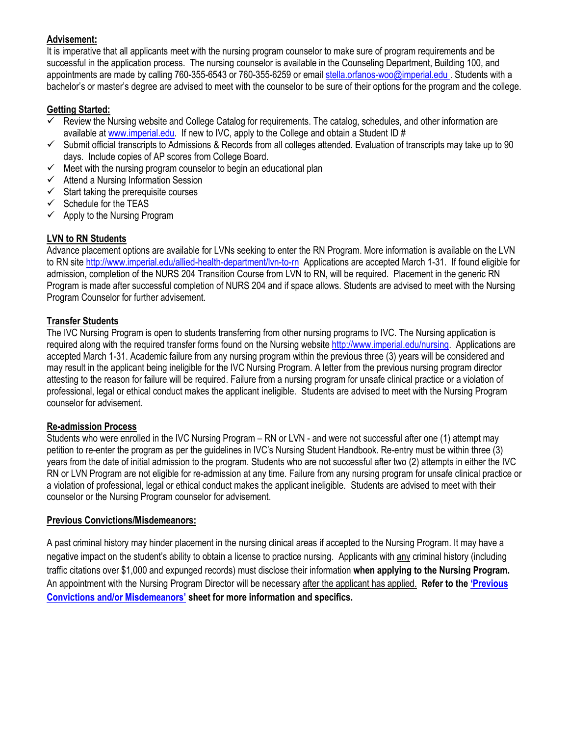**Advisement:**

It is imperative that all applicants meet with the nursing program counselor to make sure of program requirements and be successful in the application process. The nursing counselor is available in the Counseling Department, Building 100, and appointments are made by calling 760-355-6543 or 760-355-6259 or email stella.orfanos-woo@imperial.edu . Students with a bachelor's or master's degree are advised to meet with the counselor to be sure of their options for the program and the college.

**Getting Started:**

- ✓ Review the Nursing website and College Catalog for requirements. The catalog, schedules, and other information are available at www.imperial.edu. If new to IVC, apply to the College and obtain a Student ID #
- ✓ Submit official transcripts to Admissions & Records from all colleges attended. Evaluation of transcripts may take up to 90 days. Include copies of AP scores from College Board.
- ✓ Meet with the nursing program counselor to begin an educational plan
- ✓ Attend a Nursing Information Session
- ✓ Start taking the prerequisite courses
- ✓ Schedule for the TEAS
- ✓ Apply to the Nursing Program

**LVN to RN Students**

Advance placement options are available for LVNs seeking to enter the RN Program. More information is available on the LVN to RN site http://www.imperial.edu/allied-health-department/lvn-to-rn Applications are accepted March 1-31. If found eligible for admission, completion of the NURS 204 Transition Course from LVN to RN, will be required. Placement in the generic RN Program is made after successful completion of NURS 204 and if space allows. Students are advised to meet with the Nursing Program Counselor for further advisement.

**Transfer Students**

The IVC Nursing Program is open to students transferring from other nursing programs to IVC. The Nursing application is required along with the required transfer forms found on the Nursing website http://www.imperial.edu/nursing. Applications are accepted March 1-31. Academic failure from any nursing program within the previous three (3) years will be considered and may result in the applicant being ineligible for the IVC Nursing Program. A letter from the previous nursing program director attesting to the reason for failure will be required. Failure from a nursing program for unsafe clinical practice or a violation of professional, legal or ethical conduct makes the applicant ineligible. Students are advised to meet with the Nursing Program counselor for advisement.

**Re-admission Process**

Students who were enrolled in the IVC Nursing Program – RN or LVN - and were not successful after one (1) attempt may petition to re-enter the program as per the guidelines in IVC's Nursing Student Handbook. Re-entry must be within three (3) years from the date of initial admission to the program. Students who are not successful after two (2) attempts in either the IVC RN or LVN Program are not eligible for re-admission at any time. Failure from any nursing program for unsafe clinical practice or a violation of professional, legal or ethical conduct makes the applicant ineligible. Students are advised to meet with their counselor or the Nursing Program counselor for advisement.

**Previous Convictions/Misdemeanors:**

A past criminal history may hinder placement in the nursing clinical areas if accepted to the Nursing Program. It may have a negative impact on the student's ability to obtain a license to practice nursing. Applicants with any criminal history (including traffic citations over $1,000 and expunged records) must disclose their information **when applying to the Nursing Program.** An appointment with the Nursing Program Director will be necessary after the applicant has applied. **Refer to the 'Previous Convictions and/or Misdemeanors' sheet for more information and specifics.**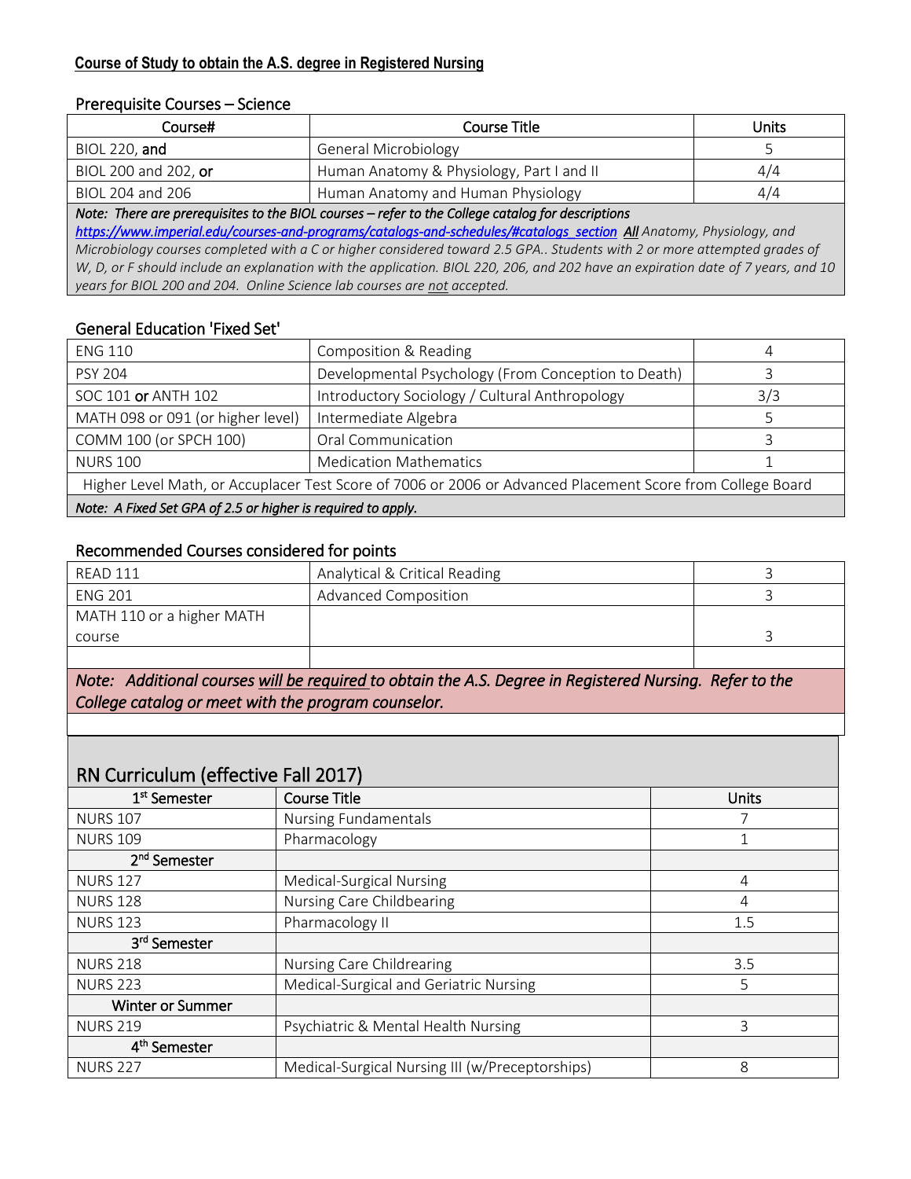**Course of Study to obtain the A.S. degree in Registered Nursing**

## Prerequisite Courses – Science

| Course# | Course Title | Units |
|---|---|---|
| BIOL 220, **and** | General Microbiology | 5 |
| BIOL 200 and 202, **or** | Human Anatomy & Physiology, Part I and II | 4/4 |
| BIOL 204 and 206 | Human Anatomy and Human Physiology | 4/4 |
| *Note: There are prerequisites to the BIOL courses – refer to the College catalog for descriptions https://www.imperial.edu/courses-and-programs/catalogs-and-schedules/#catalogs_section **All** Anatomy, Physiology, and Microbiology courses completed with a C or higher considered toward 2.5 GPA.. Students with 2 or more attempted grades of W, D, or F should include an explanation with the application. BIOL 220, 206, and 202 have an expiration date of 7 years, and 10 years for BIOL 200 and 204. Online Science lab courses are not accepted.* | | |

## General Education 'Fixed Set'

| | | |
|---|---|---|
| ENG 110 | Composition & Reading | 4 |
| PSY 204 | Developmental Psychology (From Conception to Death) | 3 |
| SOC 101 **or** ANTH 102 | Introductory Sociology / Cultural Anthropology | 3/3 |
| MATH 098 or 091 (or higher level) | Intermediate Algebra | 5 |
| COMM 100 (or SPCH 100) | Oral Communication | 3 |
| NURS 100 | Medication Mathematics | 1 |
| Higher Level Math, or Accuplacer Test Score of 7006 or 2006 or Advanced Placement Score from College Board | | |
| *Note: A Fixed Set GPA of 2.5 or higher is required to apply.* | | |

## Recommended Courses considered for points

| | | |
|---|---|---|
| READ 111 | Analytical & Critical Reading | 3 |
| ENG 201 | Advanced Composition | 3 |
| MATH 110 or a higher MATH course | | 3 |
| | | |

*Note: Additional courses will be required to obtain the A.S. Degree in Registered Nursing. Refer to the College catalog or meet with the program counselor.*

## RN Curriculum (effective Fall 2017)

| 1st Semester | Course Title | Units |
|---|---|---|
| NURS 107 | Nursing Fundamentals | 7 |
| NURS 109 | Pharmacology | 1 |
| **2nd Semester** | | |
| NURS 127 | Medical-Surgical Nursing | 4 |
| NURS 128 | Nursing Care Childbearing | 4 |
| NURS 123 | Pharmacology II | 1.5 |
| **3rd Semester** | | |
| NURS 218 | Nursing Care Childrearing | 3.5 |
| NURS 223 | Medical-Surgical and Geriatric Nursing | 5 |
| **Winter or Summer** | | |
| NURS 219 | Psychiatric & Mental Health Nursing | 3 |
| **4th Semester** | | |
| NURS 227 | Medical-Surgical Nursing III (w/Preceptorships) | 8 |